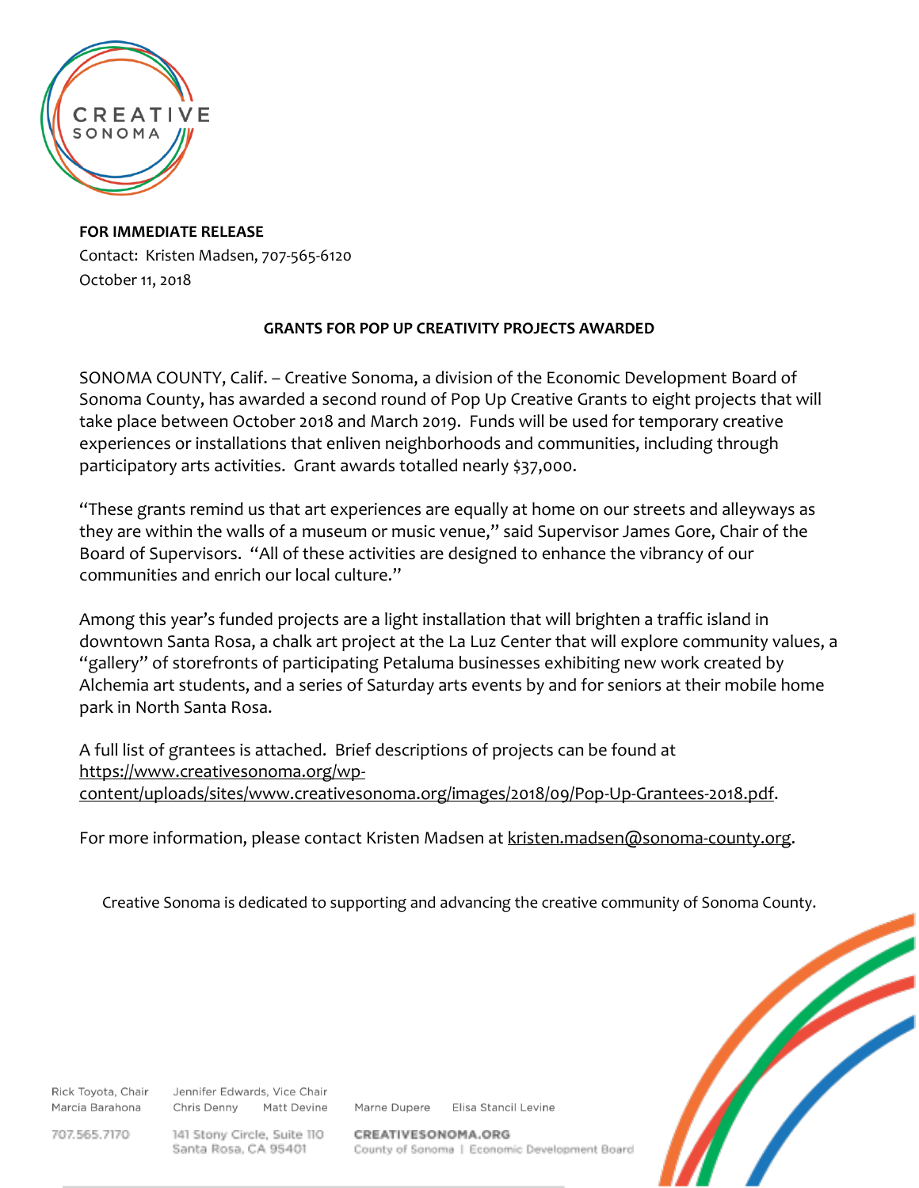**FOR IMMEDIATE RELEASE**
Contact: Kristen Madsen, 707-565-6120
October 11, 2018

**GRANTS FOR POP UP CREATIVITY PROJECTS AWARDED**

SONOMA COUNTY, Calif. – Creative Sonoma, a division of the Economic Development Board of Sonoma County, has awarded a second round of Pop Up Creative Grants to eight projects that will take place between October 2018 and March 2019. Funds will be used for temporary creative experiences or installations that enliven neighborhoods and communities, including through participatory arts activities. Grant awards totalled nearly $37,000.

"These grants remind us that art experiences are equally at home on our streets and alleyways as they are within the walls of a museum or music venue," said Supervisor James Gore, Chair of the Board of Supervisors. "All of these activities are designed to enhance the vibrancy of our communities and enrich our local culture."

Among this year's funded projects are a light installation that will brighten a traffic island in downtown Santa Rosa, a chalk art project at the La Luz Center that will explore community values, a "gallery" of storefronts of participating Petaluma businesses exhibiting new work created by Alchemia art students, and a series of Saturday arts events by and for seniors at their mobile home park in North Santa Rosa.

A full list of grantees is attached. Brief descriptions of projects can be found at https://www.creativesonoma.org/wp-content/uploads/sites/www.creativesonoma.org/images/2018/09/Pop-Up-Grantees-2018.pdf.

For more information, please contact Kristen Madsen at kristen.madsen@sonoma-county.org.

Creative Sonoma is dedicated to supporting and advancing the creative community of Sonoma County.

Rick Toyota, Chair  Jennifer Edwards, Vice Chair
Marcia Barahona  Chris Denny  Matt Devine  Marne Dupere  Elisa Stancil Levine

707.565.7170  141 Stony Circle, Suite 110 Santa Rosa, CA 95401  CREATIVESONOMA.ORG County of Sonoma | Economic Development Board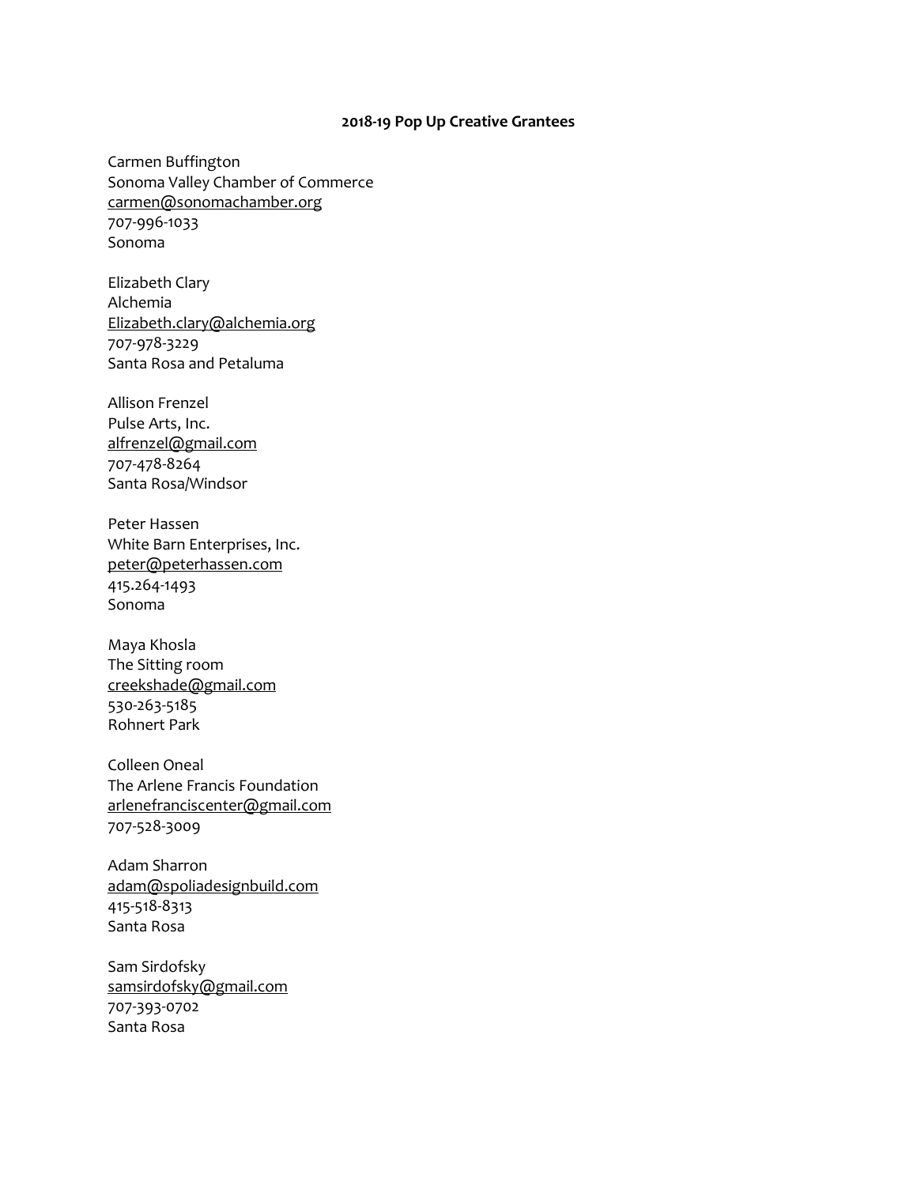**2018-19 Pop Up Creative Grantees**

Carmen Buffington
Sonoma Valley Chamber of Commerce
carmen@sonomachamber.org
707-996-1033
Sonoma

Elizabeth Clary
Alchemia
Elizabeth.clary@alchemia.org
707-978-3229
Santa Rosa and Petaluma

Allison Frenzel
Pulse Arts, Inc.
alfrenzel@gmail.com
707-478-8264
Santa Rosa/Windsor

Peter Hassen
White Barn Enterprises, Inc.
peter@peterhassen.com
415.264-1493
Sonoma

Maya Khosla
The Sitting room
creekshade@gmail.com
530-263-5185
Rohnert Park

Colleen Oneal
The Arlene Francis Foundation
arlenefranciscenter@gmail.com
707-528-3009

Adam Sharron
adam@spoliadesignbuild.com
415-518-8313
Santa Rosa

Sam Sirdofsky
samsirdofsky@gmail.com
707-393-0702
Santa Rosa